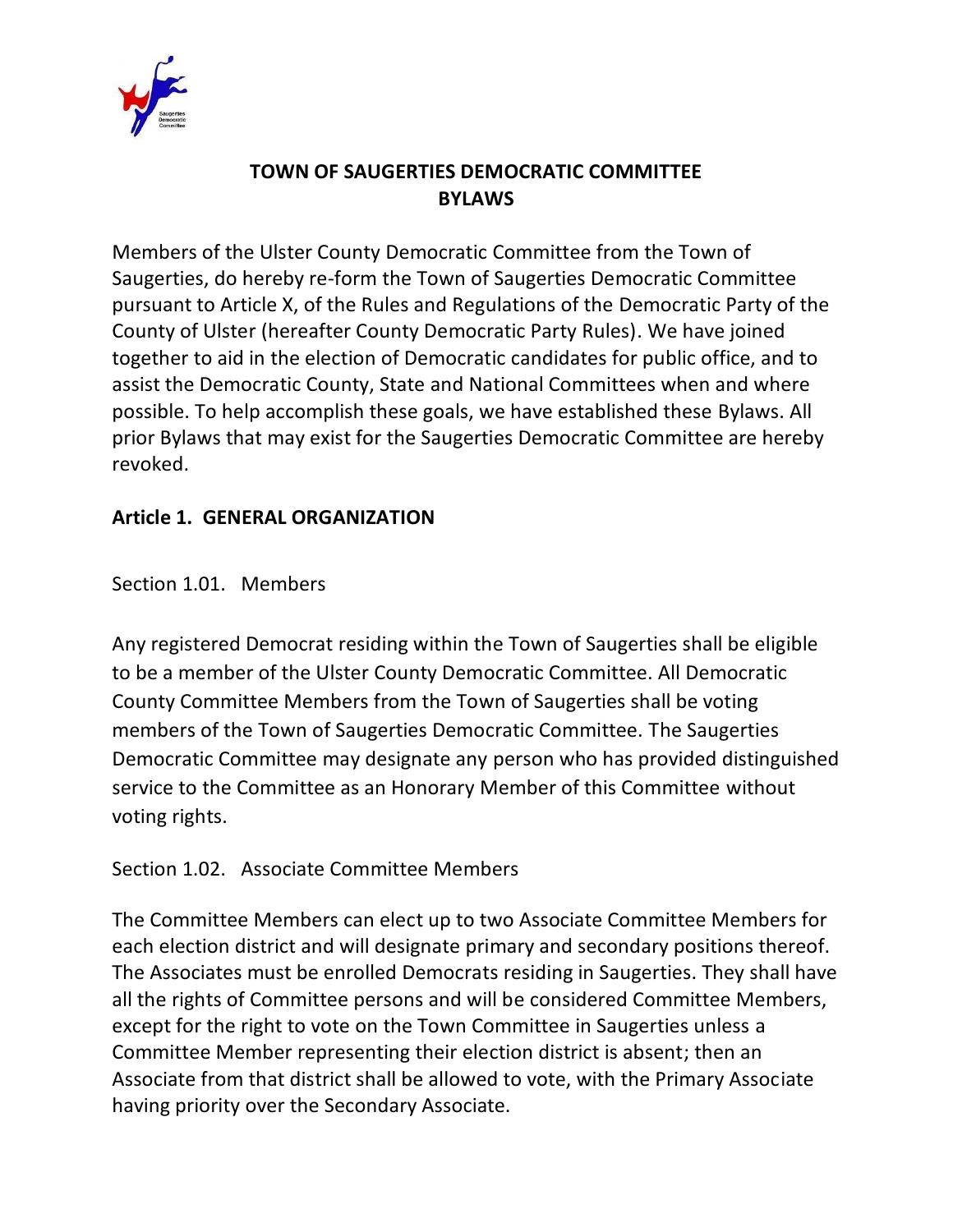# TOWN OF SAUGERTIES DEMOCRATIC COMMITTEE BYLAWS

Members of the Ulster County Democratic Committee from the Town of Saugerties, do hereby re-form the Town of Saugerties Democratic Committee pursuant to Article X, of the Rules and Regulations of the Democratic Party of the County of Ulster (hereafter County Democratic Party Rules). We have joined together to aid in the election of Democratic candidates for public office, and to assist the Democratic County, State and National Committees when and where possible. To help accomplish these goals, we have established these Bylaws. All prior Bylaws that may exist for the Saugerties Democratic Committee are hereby revoked.

## Article 1. GENERAL ORGANIZATION

### Section 1.01. Members

Any registered Democrat residing within the Town of Saugerties shall be eligible to be a member of the Ulster County Democratic Committee. All Democratic County Committee Members from the Town of Saugerties shall be voting members of the Town of Saugerties Democratic Committee. The Saugerties Democratic Committee may designate any person who has provided distinguished service to the Committee as an Honorary Member of this Committee without voting rights.

### Section 1.02. Associate Committee Members

The Committee Members can elect up to two Associate Committee Members for each election district and will designate primary and secondary positions thereof. The Associates must be enrolled Democrats residing in Saugerties. They shall have all the rights of Committee persons and will be considered Committee Members, except for the right to vote on the Town Committee in Saugerties unless a Committee Member representing their election district is absent; then an Associate from that district shall be allowed to vote, with the Primary Associate having priority over the Secondary Associate.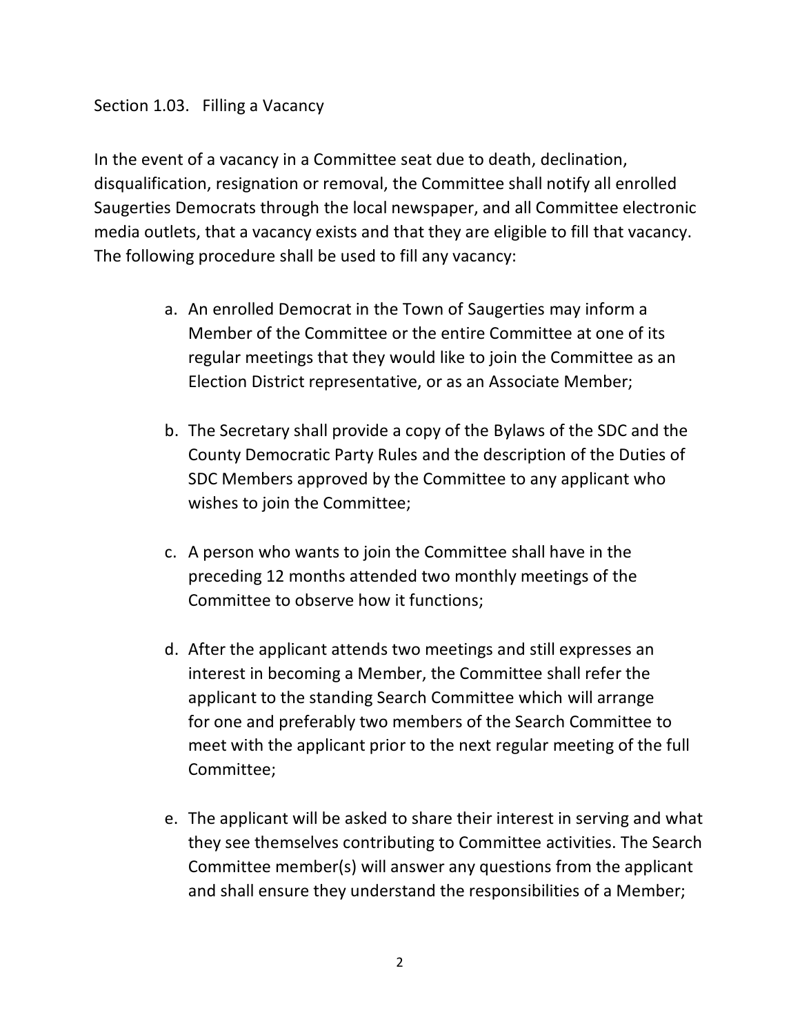Section 1.03. Filling a Vacancy

In the event of a vacancy in a Committee seat due to death, declination, disqualification, resignation or removal, the Committee shall notify all enrolled Saugerties Democrats through the local newspaper, and all Committee electronic media outlets, that a vacancy exists and that they are eligible to fill that vacancy. The following procedure shall be used to fill any vacancy:

a. An enrolled Democrat in the Town of Saugerties may inform a Member of the Committee or the entire Committee at one of its regular meetings that they would like to join the Committee as an Election District representative, or as an Associate Member;

b. The Secretary shall provide a copy of the Bylaws of the SDC and the County Democratic Party Rules and the description of the Duties of SDC Members approved by the Committee to any applicant who wishes to join the Committee;

c. A person who wants to join the Committee shall have in the preceding 12 months attended two monthly meetings of the Committee to observe how it functions;

d. After the applicant attends two meetings and still expresses an interest in becoming a Member, the Committee shall refer the applicant to the standing Search Committee which will arrange for one and preferably two members of the Search Committee to meet with the applicant prior to the next regular meeting of the full Committee;

e. The applicant will be asked to share their interest in serving and what they see themselves contributing to Committee activities. The Search Committee member(s) will answer any questions from the applicant and shall ensure they understand the responsibilities of a Member;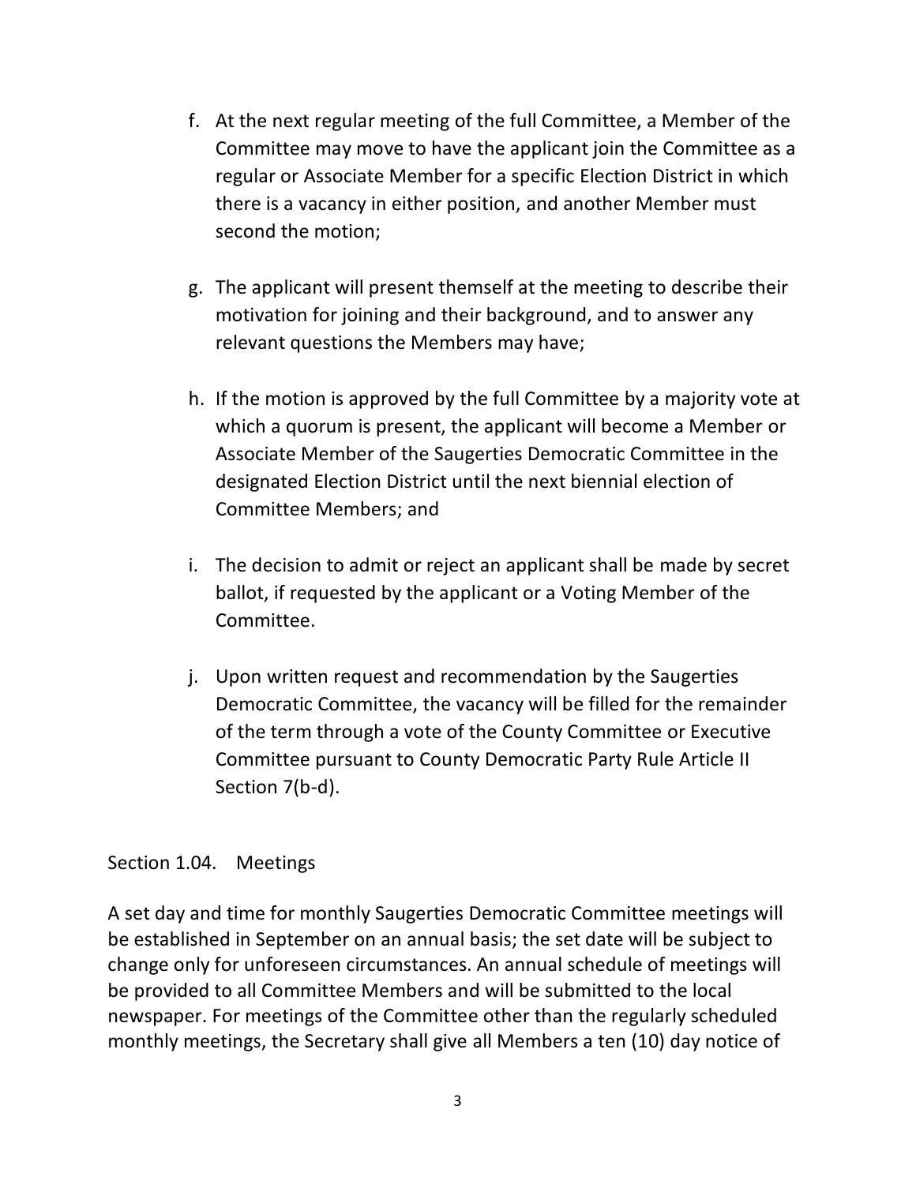f. At the next regular meeting of the full Committee, a Member of the Committee may move to have the applicant join the Committee as a regular or Associate Member for a specific Election District in which there is a vacancy in either position, and another Member must second the motion;

g. The applicant will present themself at the meeting to describe their motivation for joining and their background, and to answer any relevant questions the Members may have;

h. If the motion is approved by the full Committee by a majority vote at which a quorum is present, the applicant will become a Member or Associate Member of the Saugerties Democratic Committee in the designated Election District until the next biennial election of Committee Members; and

i. The decision to admit or reject an applicant shall be made by secret ballot, if requested by the applicant or a Voting Member of the Committee.

j. Upon written request and recommendation by the Saugerties Democratic Committee, the vacancy will be filled for the remainder of the term through a vote of the County Committee or Executive Committee pursuant to County Democratic Party Rule Article II Section 7(b-d).

Section 1.04. Meetings

A set day and time for monthly Saugerties Democratic Committee meetings will be established in September on an annual basis; the set date will be subject to change only for unforeseen circumstances. An annual schedule of meetings will be provided to all Committee Members and will be submitted to the local newspaper. For meetings of the Committee other than the regularly scheduled monthly meetings, the Secretary shall give all Members a ten (10) day notice of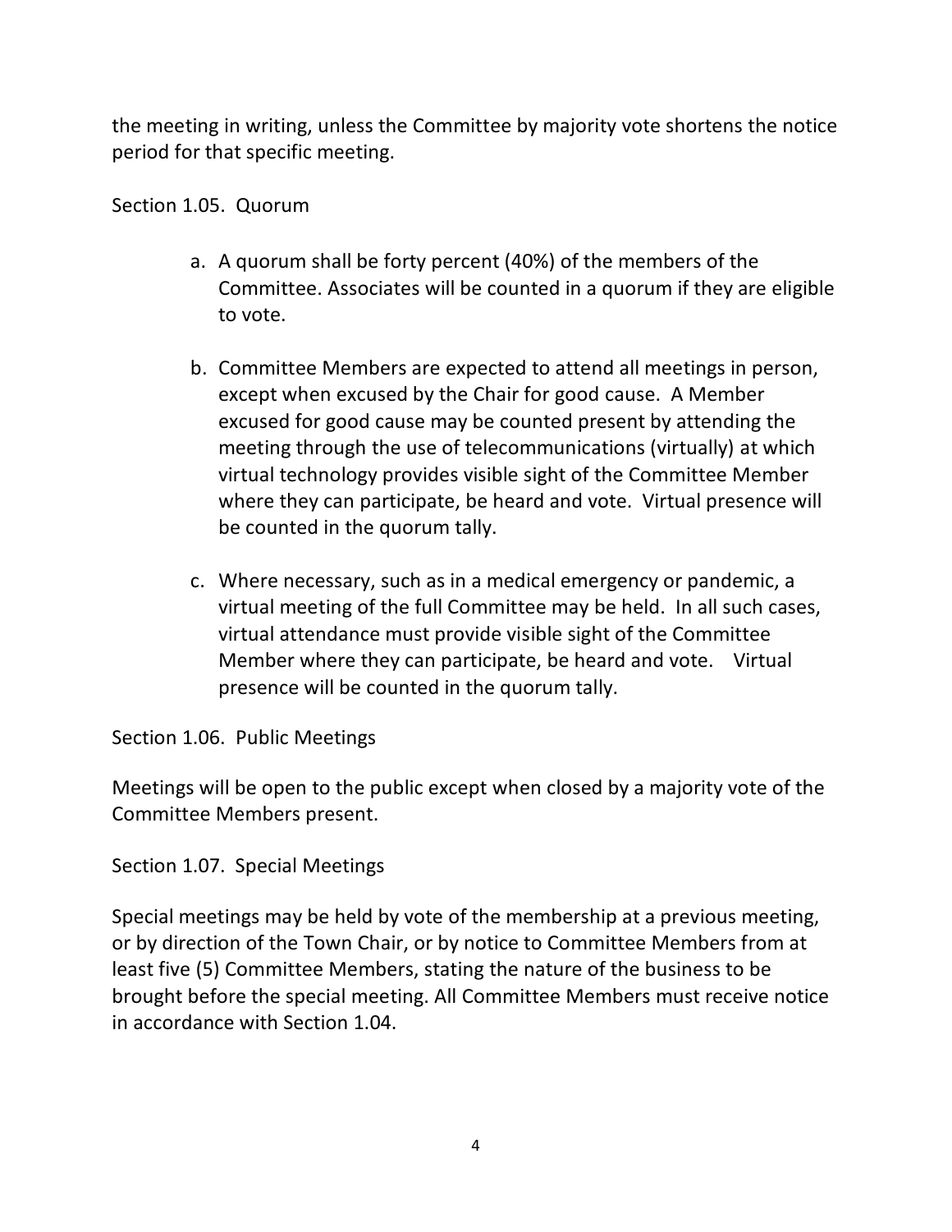the meeting in writing, unless the Committee by majority vote shortens the notice period for that specific meeting.

Section 1.05. Quorum

a. A quorum shall be forty percent (40%) of the members of the Committee. Associates will be counted in a quorum if they are eligible to vote.

b. Committee Members are expected to attend all meetings in person, except when excused by the Chair for good cause. A Member excused for good cause may be counted present by attending the meeting through the use of telecommunications (virtually) at which virtual technology provides visible sight of the Committee Member where they can participate, be heard and vote. Virtual presence will be counted in the quorum tally.

c. Where necessary, such as in a medical emergency or pandemic, a virtual meeting of the full Committee may be held. In all such cases, virtual attendance must provide visible sight of the Committee Member where they can participate, be heard and vote. Virtual presence will be counted in the quorum tally.

Section 1.06. Public Meetings

Meetings will be open to the public except when closed by a majority vote of the Committee Members present.

Section 1.07. Special Meetings

Special meetings may be held by vote of the membership at a previous meeting, or by direction of the Town Chair, or by notice to Committee Members from at least five (5) Committee Members, stating the nature of the business to be brought before the special meeting. All Committee Members must receive notice in accordance with Section 1.04.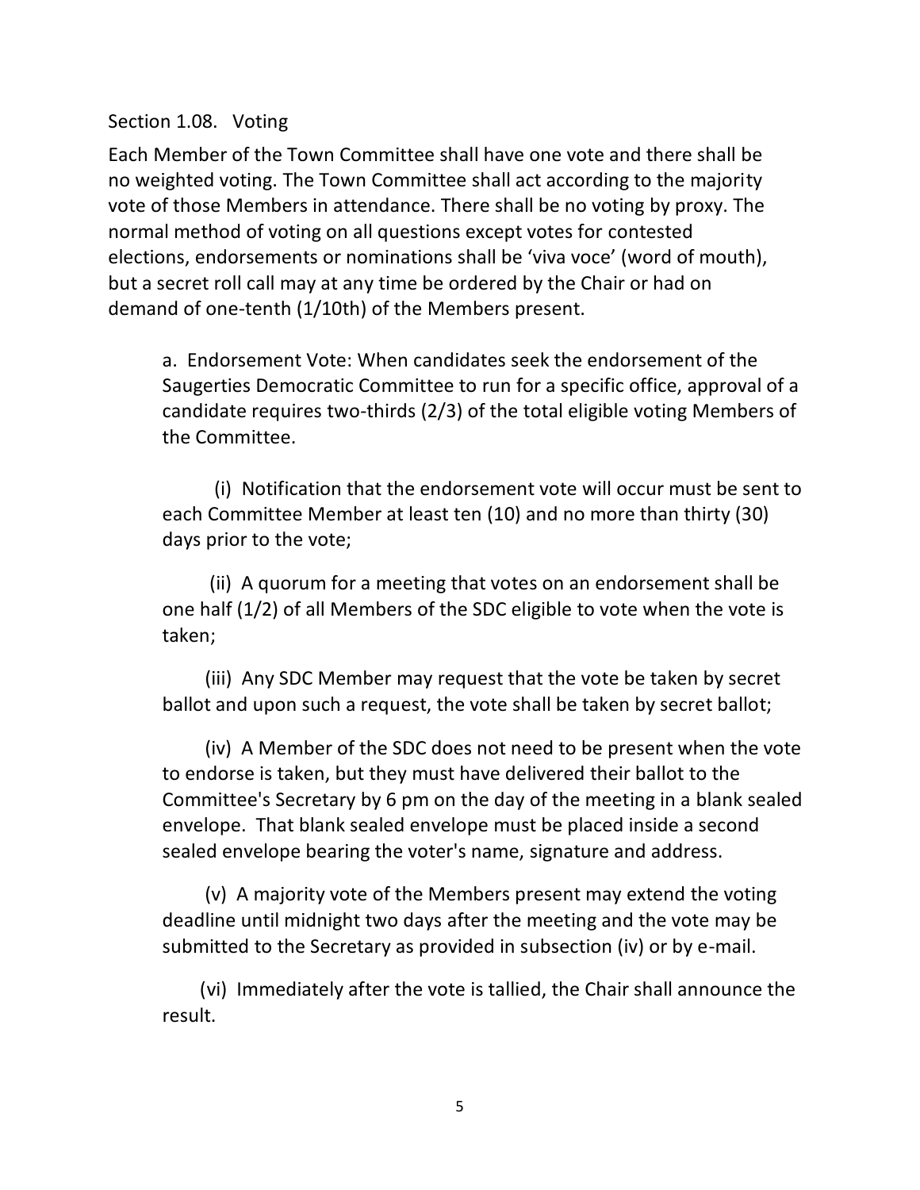### Section 1.08. Voting

Each Member of the Town Committee shall have one vote and there shall be no weighted voting. The Town Committee shall act according to the majority vote of those Members in attendance. There shall be no voting by proxy. The normal method of voting on all questions except votes for contested elections, endorsements or nominations shall be 'viva voce' (word of mouth), but a secret roll call may at any time be ordered by the Chair or had on demand of one-tenth (1/10th) of the Members present.

a. Endorsement Vote: When candidates seek the endorsement of the Saugerties Democratic Committee to run for a specific office, approval of a candidate requires two-thirds (2/3) of the total eligible voting Members of the Committee.

(i) Notification that the endorsement vote will occur must be sent to each Committee Member at least ten (10) and no more than thirty (30) days prior to the vote;

(ii) A quorum for a meeting that votes on an endorsement shall be one half (1/2) of all Members of the SDC eligible to vote when the vote is taken;

(iii) Any SDC Member may request that the vote be taken by secret ballot and upon such a request, the vote shall be taken by secret ballot;

(iv) A Member of the SDC does not need to be present when the vote to endorse is taken, but they must have delivered their ballot to the Committee's Secretary by 6 pm on the day of the meeting in a blank sealed envelope. That blank sealed envelope must be placed inside a second sealed envelope bearing the voter's name, signature and address.

(v) A majority vote of the Members present may extend the voting deadline until midnight two days after the meeting and the vote may be submitted to the Secretary as provided in subsection (iv) or by e-mail.

(vi) Immediately after the vote is tallied, the Chair shall announce the result.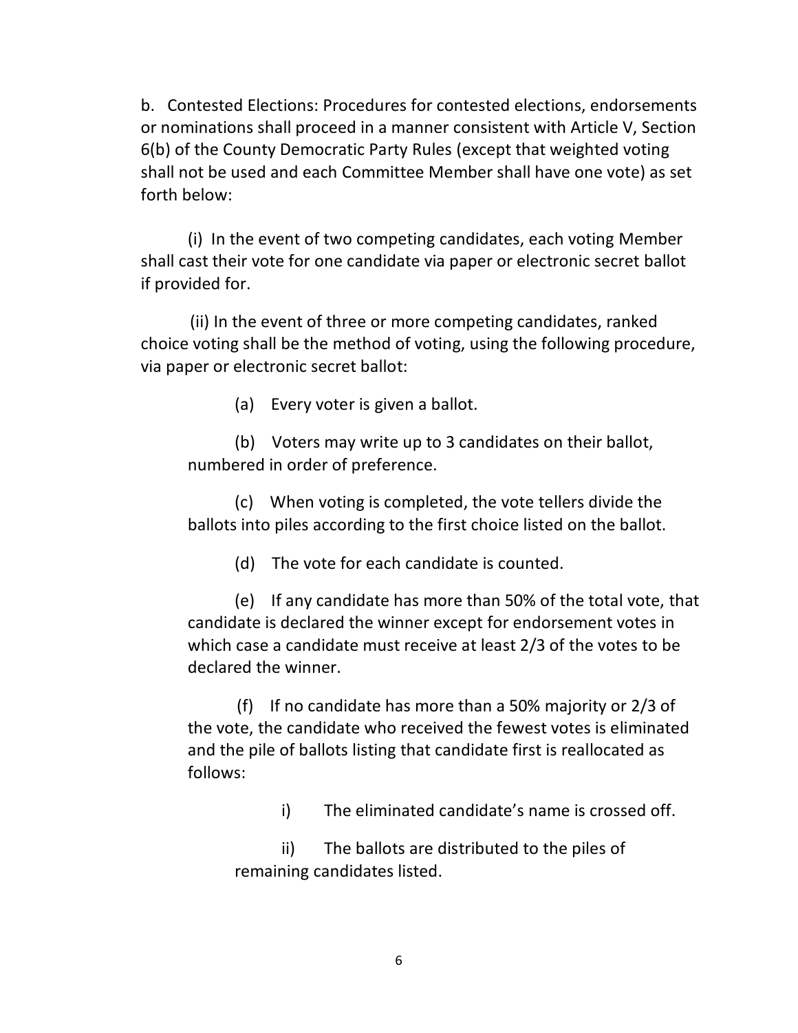b. Contested Elections: Procedures for contested elections, endorsements or nominations shall proceed in a manner consistent with Article V, Section 6(b) of the County Democratic Party Rules (except that weighted voting shall not be used and each Committee Member shall have one vote) as set forth below:

(i) In the event of two competing candidates, each voting Member shall cast their vote for one candidate via paper or electronic secret ballot if provided for.

(ii) In the event of three or more competing candidates, ranked choice voting shall be the method of voting, using the following procedure, via paper or electronic secret ballot:

(a) Every voter is given a ballot.

(b) Voters may write up to 3 candidates on their ballot, numbered in order of preference.

(c) When voting is completed, the vote tellers divide the ballots into piles according to the first choice listed on the ballot.

(d) The vote for each candidate is counted.

(e) If any candidate has more than 50% of the total vote, that candidate is declared the winner except for endorsement votes in which case a candidate must receive at least 2/3 of the votes to be declared the winner.

(f) If no candidate has more than a 50% majority or 2/3 of the vote, the candidate who received the fewest votes is eliminated and the pile of ballots listing that candidate first is reallocated as follows:

i) The eliminated candidate's name is crossed off.

ii) The ballots are distributed to the piles of remaining candidates listed.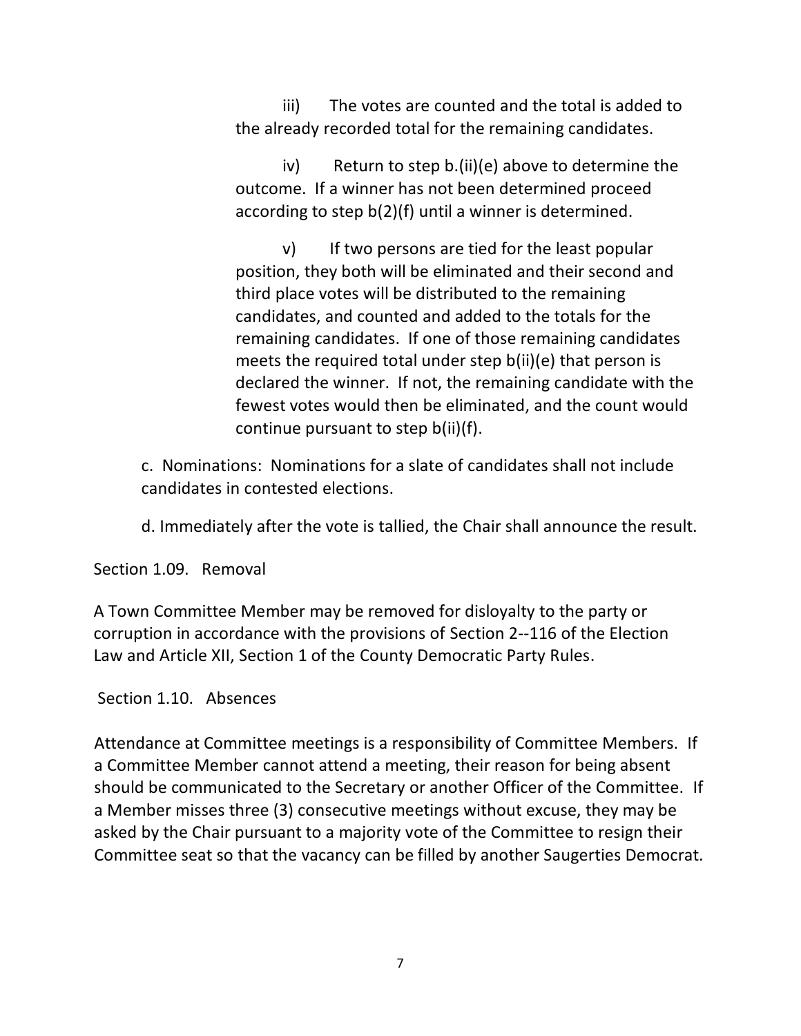iii) The votes are counted and the total is added to the already recorded total for the remaining candidates.

iv) Return to step b.(ii)(e) above to determine the outcome. If a winner has not been determined proceed according to step b(2)(f) until a winner is determined.

v) If two persons are tied for the least popular position, they both will be eliminated and their second and third place votes will be distributed to the remaining candidates, and counted and added to the totals for the remaining candidates. If one of those remaining candidates meets the required total under step b(ii)(e) that person is declared the winner. If not, the remaining candidate with the fewest votes would then be eliminated, and the count would continue pursuant to step b(ii)(f).

c. Nominations: Nominations for a slate of candidates shall not include candidates in contested elections.

d. Immediately after the vote is tallied, the Chair shall announce the result.

Section 1.09. Removal

A Town Committee Member may be removed for disloyalty to the party or corruption in accordance with the provisions of Section 2--116 of the Election Law and Article XII, Section 1 of the County Democratic Party Rules.

Section 1.10. Absences

Attendance at Committee meetings is a responsibility of Committee Members. If a Committee Member cannot attend a meeting, their reason for being absent should be communicated to the Secretary or another Officer of the Committee. If a Member misses three (3) consecutive meetings without excuse, they may be asked by the Chair pursuant to a majority vote of the Committee to resign their Committee seat so that the vacancy can be filled by another Saugerties Democrat.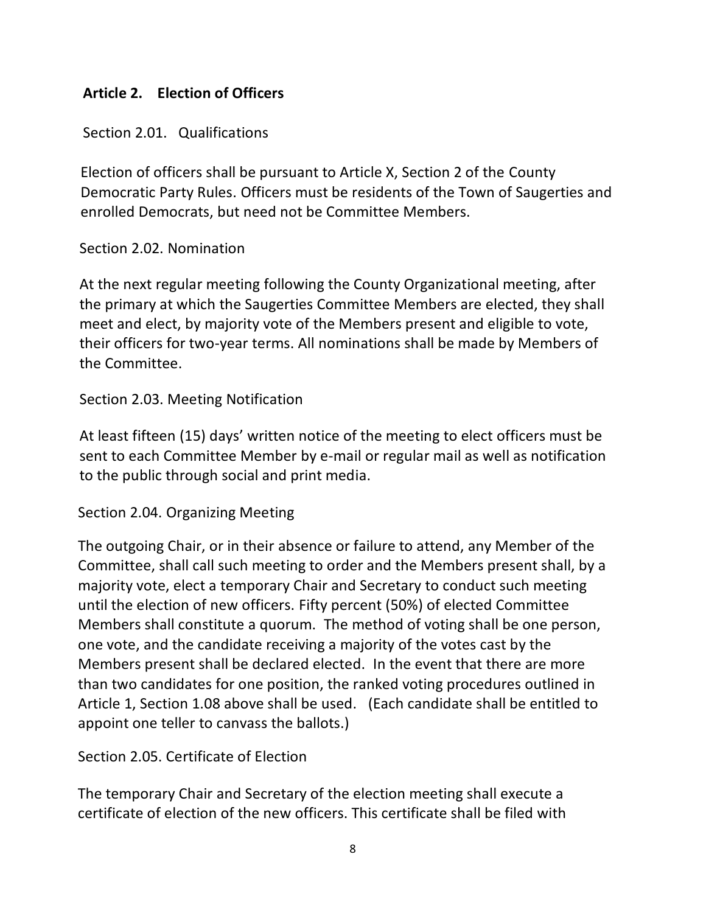## Article 2. Election of Officers

### Section 2.01. Qualifications

Election of officers shall be pursuant to Article X, Section 2 of the County Democratic Party Rules. Officers must be residents of the Town of Saugerties and enrolled Democrats, but need not be Committee Members.

### Section 2.02. Nomination

At the next regular meeting following the County Organizational meeting, after the primary at which the Saugerties Committee Members are elected, they shall meet and elect, by majority vote of the Members present and eligible to vote, their officers for two-year terms. All nominations shall be made by Members of the Committee.

### Section 2.03. Meeting Notification

At least fifteen (15) days' written notice of the meeting to elect officers must be sent to each Committee Member by e-mail or regular mail as well as notification to the public through social and print media.

### Section 2.04. Organizing Meeting

The outgoing Chair, or in their absence or failure to attend, any Member of the Committee, shall call such meeting to order and the Members present shall, by a majority vote, elect a temporary Chair and Secretary to conduct such meeting until the election of new officers. Fifty percent (50%) of elected Committee Members shall constitute a quorum. The method of voting shall be one person, one vote, and the candidate receiving a majority of the votes cast by the Members present shall be declared elected. In the event that there are more than two candidates for one position, the ranked voting procedures outlined in Article 1, Section 1.08 above shall be used. (Each candidate shall be entitled to appoint one teller to canvass the ballots.)

### Section 2.05. Certificate of Election

The temporary Chair and Secretary of the election meeting shall execute a certificate of election of the new officers. This certificate shall be filed with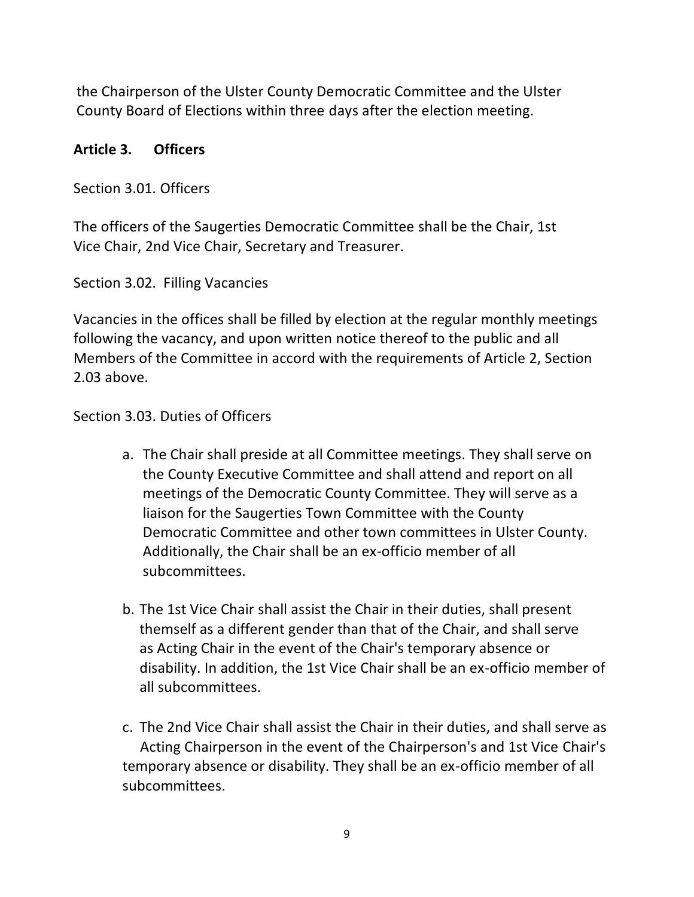the Chairperson of the Ulster County Democratic Committee and the Ulster County Board of Elections within three days after the election meeting.

## Article 3. Officers

Section 3.01. Officers

The officers of the Saugerties Democratic Committee shall be the Chair, 1st Vice Chair, 2nd Vice Chair, Secretary and Treasurer.

Section 3.02. Filling Vacancies

Vacancies in the offices shall be filled by election at the regular monthly meetings following the vacancy, and upon written notice thereof to the public and all Members of the Committee in accord with the requirements of Article 2, Section 2.03 above.

Section 3.03. Duties of Officers

a. The Chair shall preside at all Committee meetings. They shall serve on the County Executive Committee and shall attend and report on all meetings of the Democratic County Committee. They will serve as a liaison for the Saugerties Town Committee with the County Democratic Committee and other town committees in Ulster County. Additionally, the Chair shall be an ex-officio member of all subcommittees.

b. The 1st Vice Chair shall assist the Chair in their duties, shall present themself as a different gender than that of the Chair, and shall serve as Acting Chair in the event of the Chair's temporary absence or disability. In addition, the 1st Vice Chair shall be an ex-officio member of all subcommittees.

c. The 2nd Vice Chair shall assist the Chair in their duties, and shall serve as Acting Chairperson in the event of the Chairperson's and 1st Vice Chair's temporary absence or disability. They shall be an ex-officio member of all subcommittees.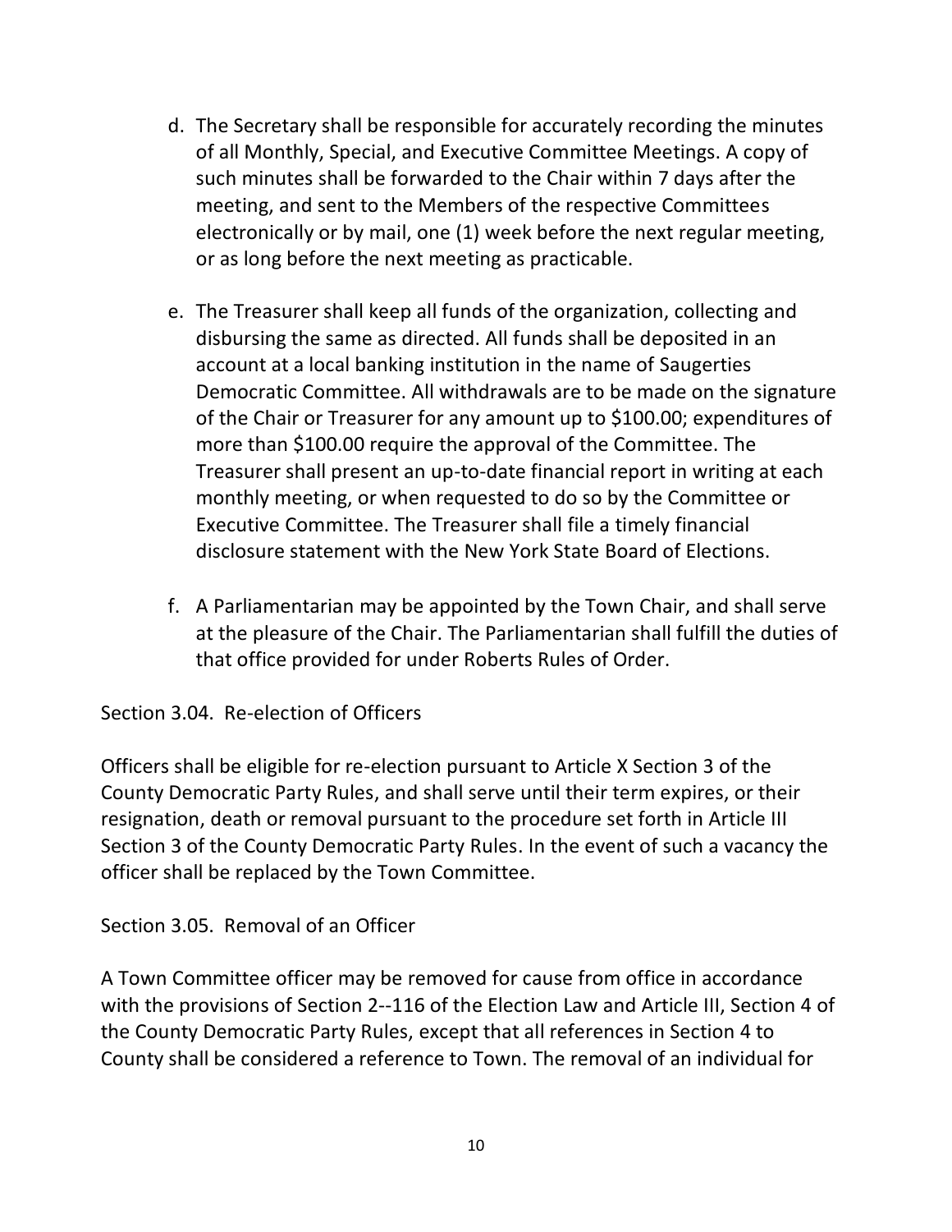d. The Secretary shall be responsible for accurately recording the minutes of all Monthly, Special, and Executive Committee Meetings. A copy of such minutes shall be forwarded to the Chair within 7 days after the meeting, and sent to the Members of the respective Committees electronically or by mail, one (1) week before the next regular meeting, or as long before the next meeting as practicable.

e. The Treasurer shall keep all funds of the organization, collecting and disbursing the same as directed. All funds shall be deposited in an account at a local banking institution in the name of Saugerties Democratic Committee. All withdrawals are to be made on the signature of the Chair or Treasurer for any amount up to $100.00; expenditures of more than $100.00 require the approval of the Committee. The Treasurer shall present an up-to-date financial report in writing at each monthly meeting, or when requested to do so by the Committee or Executive Committee. The Treasurer shall file a timely financial disclosure statement with the New York State Board of Elections.

f. A Parliamentarian may be appointed by the Town Chair, and shall serve at the pleasure of the Chair. The Parliamentarian shall fulfill the duties of that office provided for under Roberts Rules of Order.

Section 3.04. Re-election of Officers

Officers shall be eligible for re-election pursuant to Article X Section 3 of the County Democratic Party Rules, and shall serve until their term expires, or their resignation, death or removal pursuant to the procedure set forth in Article III Section 3 of the County Democratic Party Rules. In the event of such a vacancy the officer shall be replaced by the Town Committee.

Section 3.05. Removal of an Officer

A Town Committee officer may be removed for cause from office in accordance with the provisions of Section 2--116 of the Election Law and Article III, Section 4 of the County Democratic Party Rules, except that all references in Section 4 to County shall be considered a reference to Town. The removal of an individual for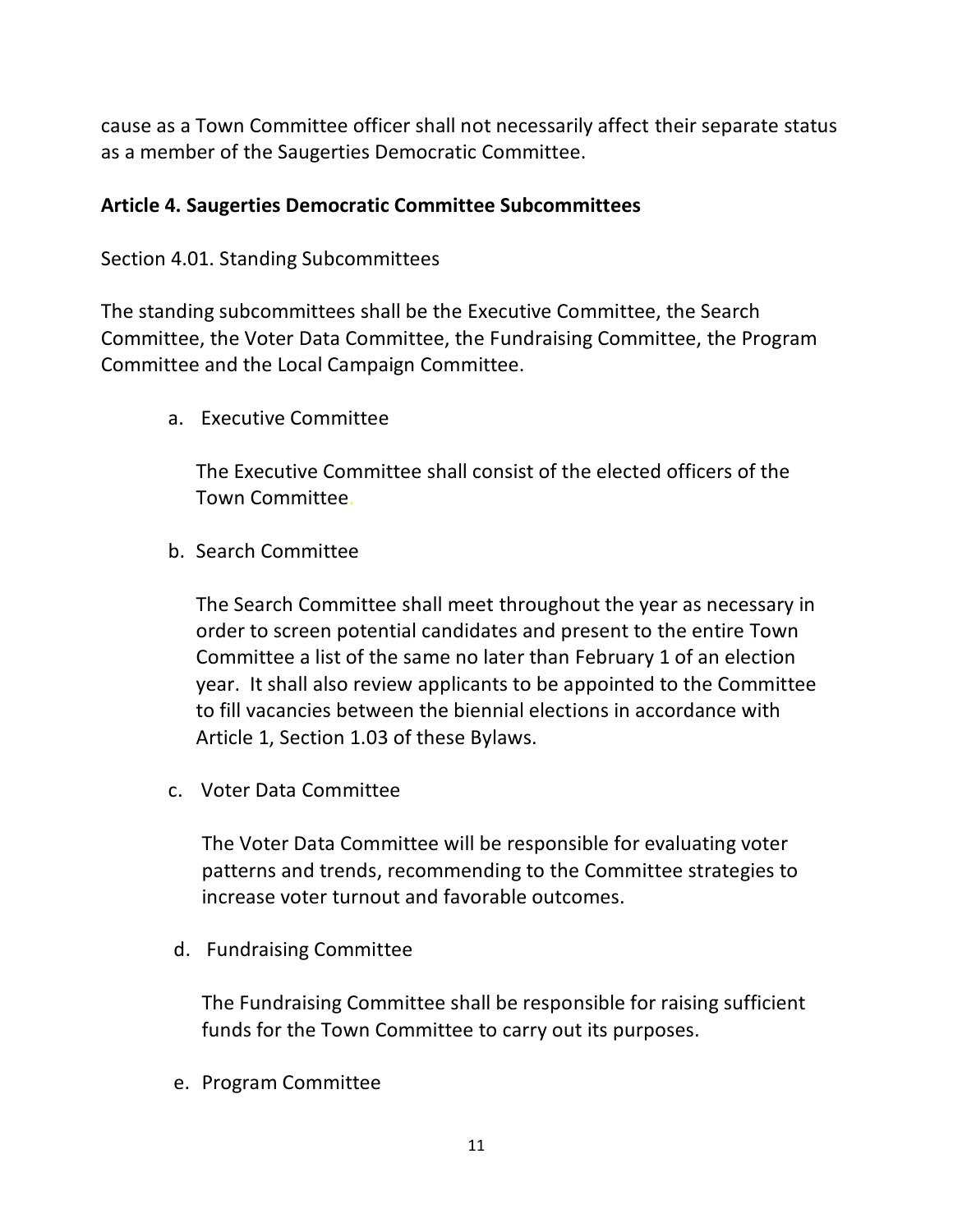cause as a Town Committee officer shall not necessarily affect their separate status as a member of the Saugerties Democratic Committee.

## Article 4. Saugerties Democratic Committee Subcommittees

Section 4.01. Standing Subcommittees

The standing subcommittees shall be the Executive Committee, the Search Committee, the Voter Data Committee, the Fundraising Committee, the Program Committee and the Local Campaign Committee.

a. Executive Committee

   The Executive Committee shall consist of the elected officers of the Town Committee.

b. Search Committee

   The Search Committee shall meet throughout the year as necessary in order to screen potential candidates and present to the entire Town Committee a list of the same no later than February 1 of an election year. It shall also review applicants to be appointed to the Committee to fill vacancies between the biennial elections in accordance with Article 1, Section 1.03 of these Bylaws.

c. Voter Data Committee

   The Voter Data Committee will be responsible for evaluating voter patterns and trends, recommending to the Committee strategies to increase voter turnout and favorable outcomes.

d. Fundraising Committee

   The Fundraising Committee shall be responsible for raising sufficient funds for the Town Committee to carry out its purposes.

e. Program Committee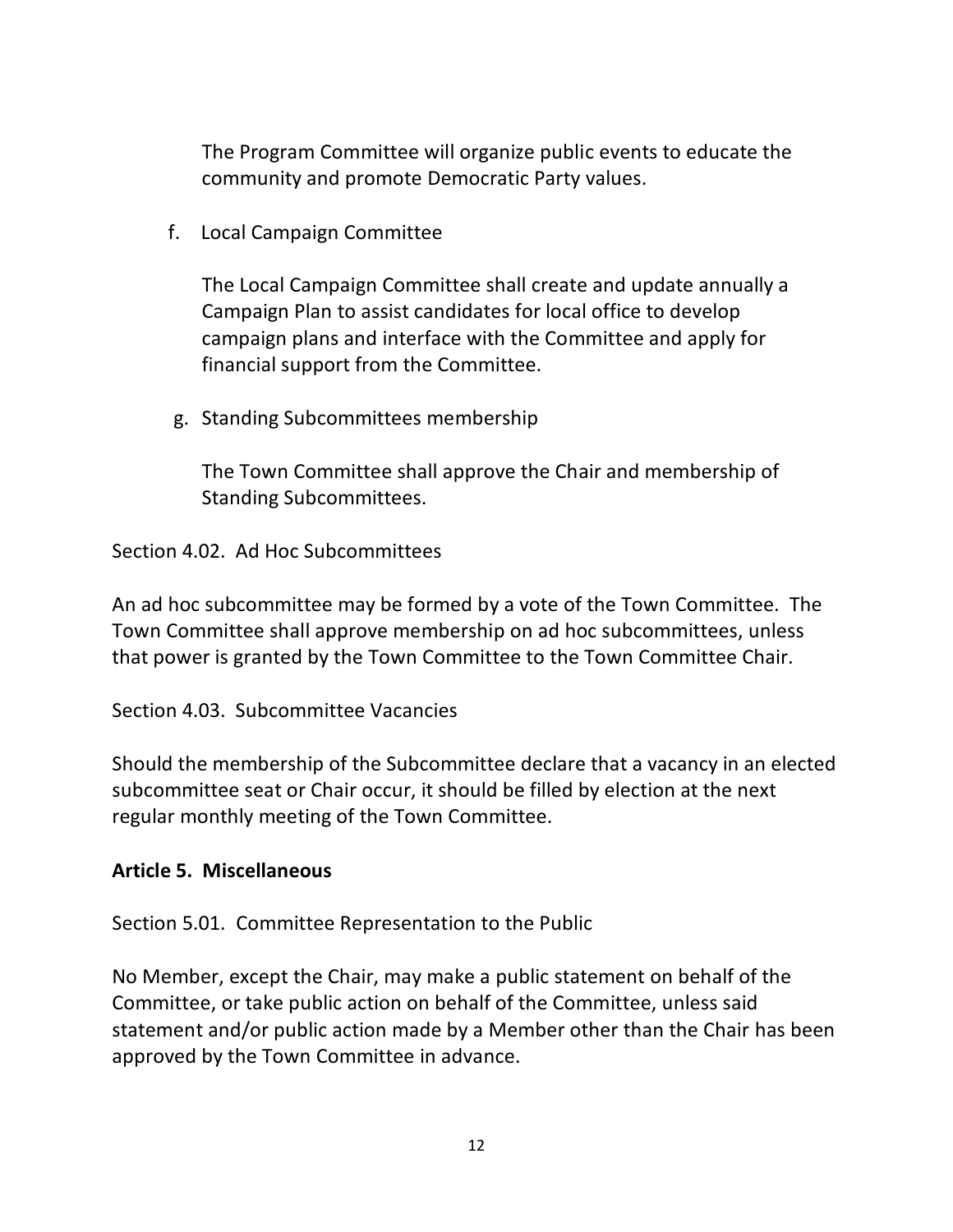The Program Committee will organize public events to educate the community and promote Democratic Party values.

f. Local Campaign Committee

The Local Campaign Committee shall create and update annually a Campaign Plan to assist candidates for local office to develop campaign plans and interface with the Committee and apply for financial support from the Committee.

g. Standing Subcommittees membership

The Town Committee shall approve the Chair and membership of Standing Subcommittees.

Section 4.02. Ad Hoc Subcommittees

An ad hoc subcommittee may be formed by a vote of the Town Committee. The Town Committee shall approve membership on ad hoc subcommittees, unless that power is granted by the Town Committee to the Town Committee Chair.

Section 4.03. Subcommittee Vacancies

Should the membership of the Subcommittee declare that a vacancy in an elected subcommittee seat or Chair occur, it should be filled by election at the next regular monthly meeting of the Town Committee.

## Article 5. Miscellaneous

Section 5.01. Committee Representation to the Public

No Member, except the Chair, may make a public statement on behalf of the Committee, or take public action on behalf of the Committee, unless said statement and/or public action made by a Member other than the Chair has been approved by the Town Committee in advance.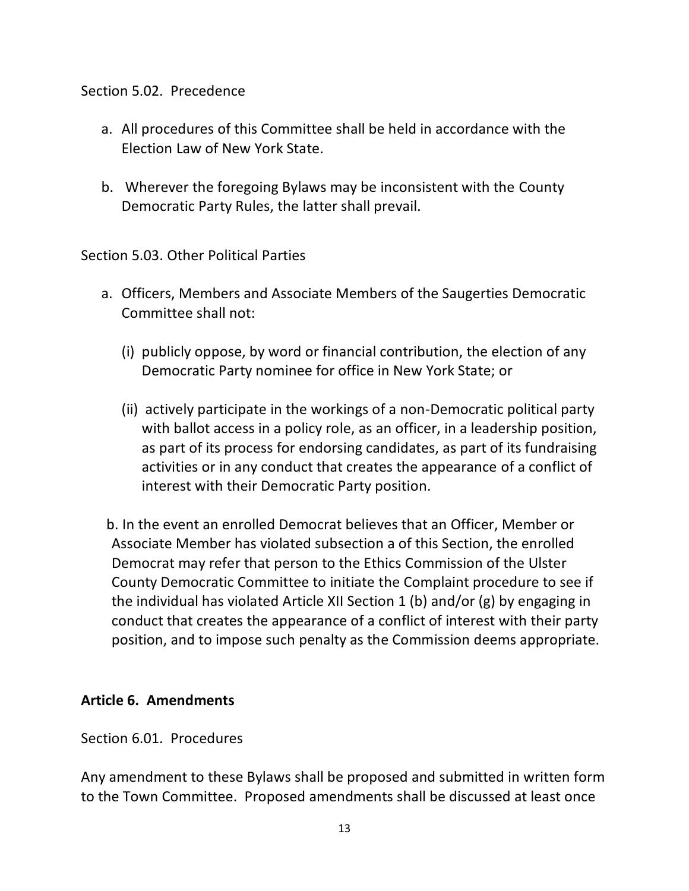Section 5.02. Precedence

a. All procedures of this Committee shall be held in accordance with the Election Law of New York State.

b. Wherever the foregoing Bylaws may be inconsistent with the County Democratic Party Rules, the latter shall prevail.

Section 5.03. Other Political Parties

a. Officers, Members and Associate Members of the Saugerties Democratic Committee shall not:

   (i) publicly oppose, by word or financial contribution, the election of any Democratic Party nominee for office in New York State; or

   (ii) actively participate in the workings of a non-Democratic political party with ballot access in a policy role, as an officer, in a leadership position, as part of its process for endorsing candidates, as part of its fundraising activities or in any conduct that creates the appearance of a conflict of interest with their Democratic Party position.

b. In the event an enrolled Democrat believes that an Officer, Member or Associate Member has violated subsection a of this Section, the enrolled Democrat may refer that person to the Ethics Commission of the Ulster County Democratic Committee to initiate the Complaint procedure to see if the individual has violated Article XII Section 1 (b) and/or (g) by engaging in conduct that creates the appearance of a conflict of interest with their party position, and to impose such penalty as the Commission deems appropriate.

## Article 6. Amendments

Section 6.01. Procedures

Any amendment to these Bylaws shall be proposed and submitted in written form to the Town Committee. Proposed amendments shall be discussed at least once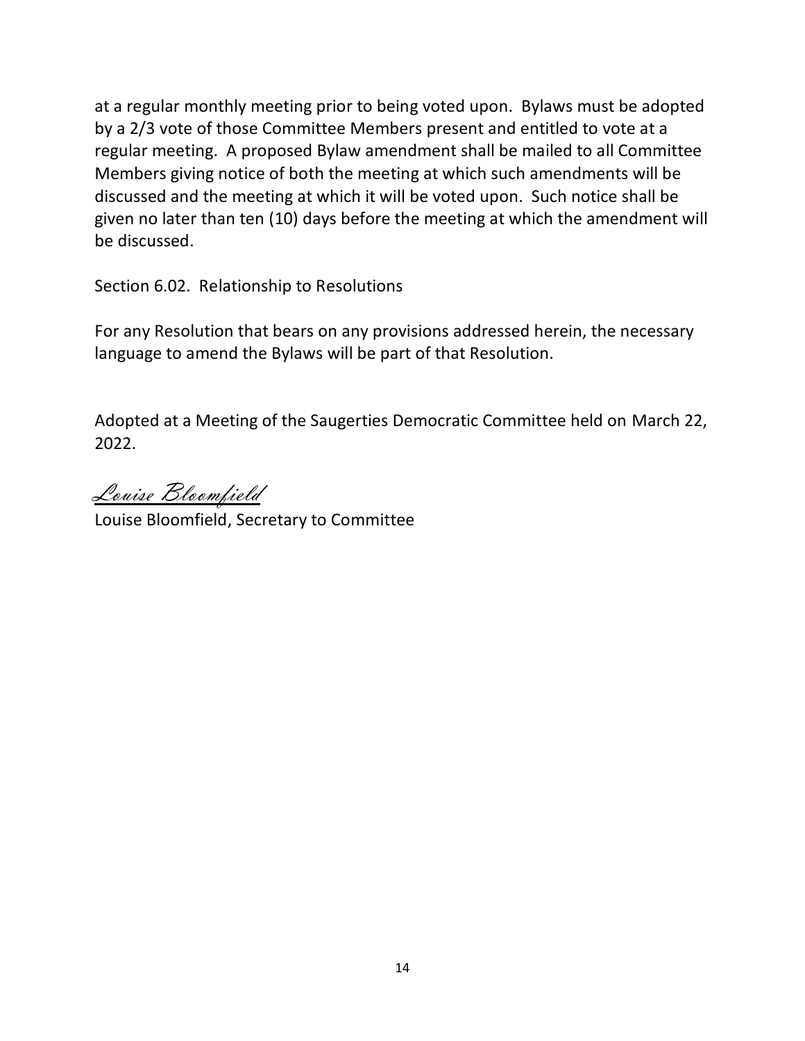at a regular monthly meeting prior to being voted upon. Bylaws must be adopted by a 2/3 vote of those Committee Members present and entitled to vote at a regular meeting. A proposed Bylaw amendment shall be mailed to all Committee Members giving notice of both the meeting at which such amendments will be discussed and the meeting at which it will be voted upon. Such notice shall be given no later than ten (10) days before the meeting at which the amendment will be discussed.

Section 6.02. Relationship to Resolutions

For any Resolution that bears on any provisions addressed herein, the necessary language to amend the Bylaws will be part of that Resolution.

Adopted at a Meeting of the Saugerties Democratic Committee held on March 22, 2022.

*Louise Bloomfield*

Louise Bloomfield, Secretary to Committee